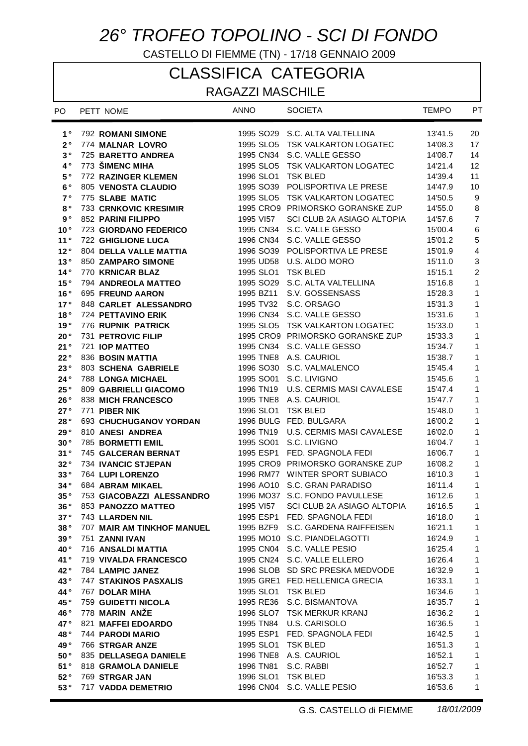# *26° TROFEO TOPOLINO - SCI DI FONDO*

CASTELLO DI FIEMME (TN) - 17/18 GENNAIO 2009

## CLASSIFICA CATEGORIA

### RAGAZZI MASCHILE

| PO | PETT | NOME | ANNO | | SOCIETA | TEMPO | PT |
|---|---|---|---|---|---|---|---|
| 1° | 792 | **ROMANI SIMONE** | 1995 | SO29 | S.C. ALTA VALTELLINA | 13'41.5 | 20 |
| 2° | 774 | **MALNAR LOVRO** | 1995 | SLO5 | TSK VALKARTON LOGATEC | 14'08.3 | 17 |
| 3° | 725 | **BARETTO ANDREA** | 1995 | CN34 | S.C. VALLE GESSO | 14'08.7 | 14 |
| 4° | 773 | **ŠIMENC MIHA** | 1995 | SLO5 | TSK VALKARTON LOGATEC | 14'21.4 | 12 |
| 5° | 772 | **RAZINGER KLEMEN** | 1996 | SLO1 | TSK BLED | 14'39.4 | 11 |
| 6° | 805 | **VENOSTA CLAUDIO** | 1995 | SO39 | POLISPORTIVA LE PRESE | 14'47.9 | 10 |
| 7° | 775 | **SLABE MATIC** | 1995 | SLO5 | TSK VALKARTON LOGATEC | 14'50.5 | 9 |
| 8° | 733 | **CRNKOVIC KRESIMIR** | 1995 | CRO9 | PRIMORSKO GORANSKE ZUP | 14'55.0 | 8 |
| 9° | 852 | **PARINI FILIPPO** | 1995 | VI57 | SCI CLUB 2A ASIAGO ALTOPIA | 14'57.6 | 7 |
| 10° | 723 | **GIORDANO FEDERICO** | 1995 | CN34 | S.C. VALLE GESSO | 15'00.4 | 6 |
| 11° | 722 | **GHIGLIONE LUCA** | 1996 | CN34 | S.C. VALLE GESSO | 15'01.2 | 5 |
| 12° | 804 | **DELLA VALLE MATTIA** | 1996 | SO39 | POLISPORTIVA LE PRESE | 15'01.9 | 4 |
| 13° | 850 | **ZAMPARO SIMONE** | 1995 | UD58 | U.S. ALDO MORO | 15'11.0 | 3 |
| 14° | 770 | **KRNICAR BLAZ** | 1995 | SLO1 | TSK BLED | 15'15.1 | 2 |
| 15° | 794 | **ANDREOLA MATTEO** | 1995 | SO29 | S.C. ALTA VALTELLINA | 15'16.8 | 1 |
| 16° | 695 | **FREUND AARON** | 1995 | BZ11 | S.V. GOSSENSASS | 15'28.3 | 1 |
| 17° | 848 | **CARLET ALESSANDRO** | 1995 | TV32 | S.C. ORSAGO | 15'31.3 | 1 |
| 18° | 724 | **PETTAVINO ERIK** | 1996 | CN34 | S.C. VALLE GESSO | 15'31.6 | 1 |
| 19° | 776 | **RUPNIK PATRICK** | 1995 | SLO5 | TSK VALKARTON LOGATEC | 15'33.0 | 1 |
| 20° | 731 | **PETROVIC FILIP** | 1995 | CRO9 | PRIMORSKO GORANSKE ZUP | 15'33.3 | 1 |
| 21° | 721 | **IOP MATTEO** | 1995 | CN34 | S.C. VALLE GESSO | 15'34.7 | 1 |
| 22° | 836 | **BOSIN MATTIA** | 1995 | TNE8 | A.S. CAURIOL | 15'38.7 | 1 |
| 23° | 803 | **SCHENA GABRIELE** | 1996 | SO30 | S.C. VALMALENCO | 15'45.4 | 1 |
| 24° | 788 | **LONGA MICHAEL** | 1995 | SO01 | S.C. LIVIGNO | 15'45.6 | 1 |
| 25° | 809 | **GABRIELLI GIACOMO** | 1996 | TN19 | U.S. CERMIS MASI CAVALESE | 15'47.4 | 1 |
| 26° | 838 | **MICH FRANCESCO** | 1995 | TNE8 | A.S. CAURIOL | 15'47.7 | 1 |
| 27° | 771 | **PIBER NIK** | 1996 | SLO1 | TSK BLED | 15'48.0 | 1 |
| 28° | 693 | **CHUCHUGANOV YORDAN** | 1996 | BULG | FED. BULGARA | 16'00.2 | 1 |
| 29° | 810 | **ANESI ANDREA** | 1996 | TN19 | U.S. CERMIS MASI CAVALESE | 16'02.0 | 1 |
| 30° | 785 | **BORMETTI EMIL** | 1995 | SO01 | S.C. LIVIGNO | 16'04.7 | 1 |
| 31° | 745 | **GALCERAN BERNAT** | 1995 | ESP1 | FED. SPAGNOLA FEDI | 16'06.7 | 1 |
| 32° | 734 | **IVANCIC STJEPAN** | 1995 | CRO9 | PRIMORSKO GORANSKE ZUP | 16'08.2 | 1 |
| 33° | 764 | **LUPI LORENZO** | 1996 | RM77 | WINTER SPORT SUBIACO | 16'10.3 | 1 |
| 34° | 684 | **ABRAM MIKAEL** | 1996 | AO10 | S.C. GRAN PARADISO | 16'11.4 | 1 |
| 35° | 753 | **GIACOBAZZI ALESSANDRO** | 1996 | MO37 | S.C. FONDO PAVULLESE | 16'12.6 | 1 |
| 36° | 853 | **PANOZZO MATTEO** | 1995 | VI57 | SCI CLUB 2A ASIAGO ALTOPIA | 16'16.5 | 1 |
| 37° | 743 | **LLARDEN NIL** | 1995 | ESP1 | FED. SPAGNOLA FEDI | 16'18.0 | 1 |
| 38° | 707 | **MAIR AM TINKHOF MANUEL** | 1995 | BZF9 | S.C. GARDENA RAIFFEISEN | 16'21.1 | 1 |
| 39° | 751 | **ZANNI IVAN** | 1995 | MO10 | S.C. PIANDELAGOTTI | 16'24.9 | 1 |
| 40° | 716 | **ANSALDI MATTIA** | 1995 | CN04 | S.C. VALLE PESIO | 16'25.4 | 1 |
| 41° | 719 | **VIVALDA FRANCESCO** | 1995 | CN24 | S.C. VALLE ELLERO | 16'26.4 | 1 |
| 42° | 784 | **LAMPIC JANEZ** | 1996 | SLOB | SD SRC PRESKA MEDVODE | 16'32.9 | 1 |
| 43° | 747 | **STAKINOS PASXALIS** | 1995 | GRE1 | FED.HELLENICA GRECIA | 16'33.1 | 1 |
| 44° | 767 | **DOLAR MIHA** | 1995 | SLO1 | TSK BLED | 16'34.6 | 1 |
| 45° | 759 | **GUIDETTI NICOLA** | 1995 | RE36 | S.C. BISMANTOVA | 16'35.7 | 1 |
| 46° | 778 | **MARIN ANŽE** | 1996 | SLO7 | TSK MERKUR KRANJ | 16'36.2 | 1 |
| 47° | 821 | **MAFFEI EDOARDO** | 1995 | TN84 | U.S. CARISOLO | 16'36.5 | 1 |
| 48° | 744 | **PARODI MARIO** | 1995 | ESP1 | FED. SPAGNOLA FEDI | 16'42.5 | 1 |
| 49° | 766 | **STRGAR ANZE** | 1995 | SLO1 | TSK BLED | 16'51.3 | 1 |
| 50° | 835 | **DELLASEGA DANIELE** | 1996 | TNE8 | A.S. CAURIOL | 16'52.1 | 1 |
| 51° | 818 | **GRAMOLA DANIELE** | 1996 | TN81 | S.C. RABBI | 16'52.7 | 1 |
| 52° | 769 | **STRGAR JAN** | 1996 | SLO1 | TSK BLED | 16'53.3 | 1 |
| 53° | 717 | **VADDA DEMETRIO** | 1996 | CN04 | S.C. VALLE PESIO | 16'53.6 | 1 |

G.S. CASTELLO di FIEMME *18/01/2009*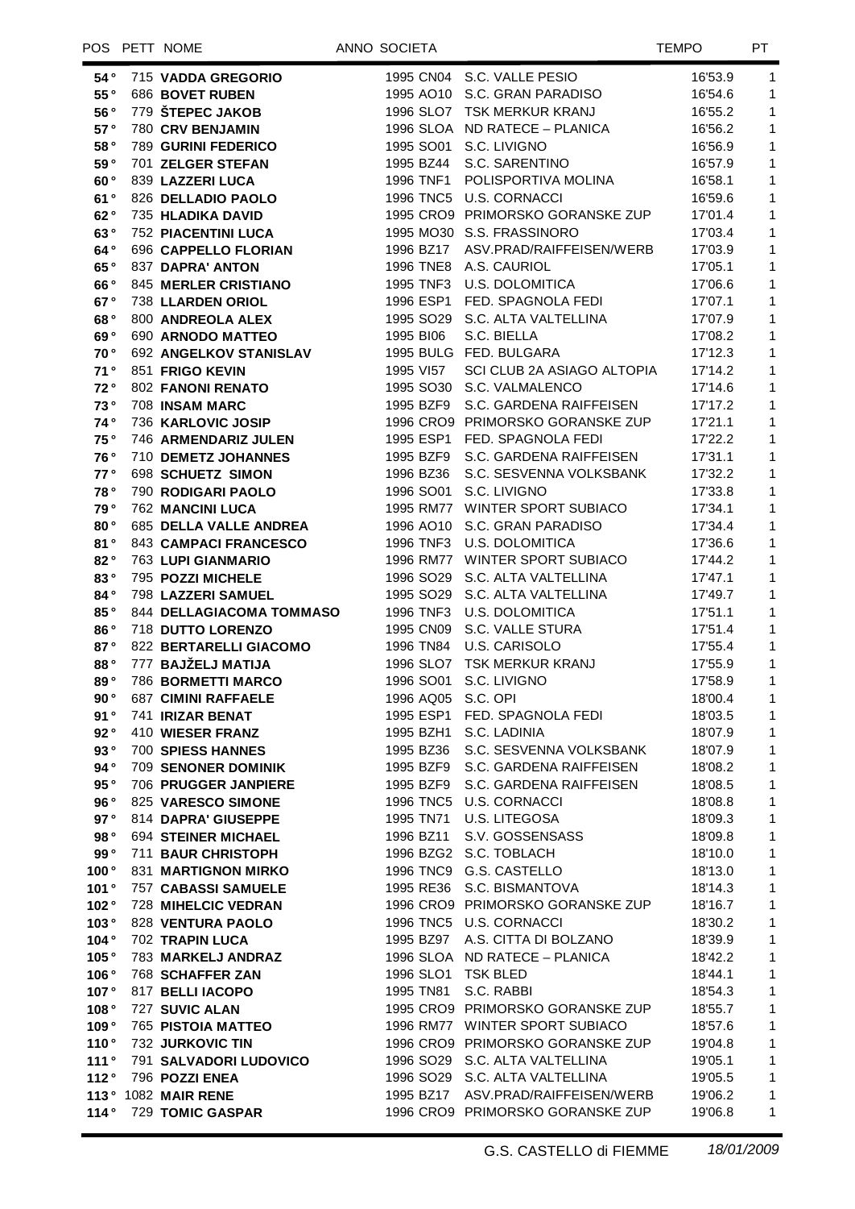| POS | PETT | NOME | ANNO | SOCIETA | | TEMPO | PT |
|---|---|---|---|---|---|---|---|
| 54° | 715 | **VADDA GREGORIO** | 1995 | CN04 | S.C. VALLE PESIO | 16'53.9 | 1 |
| 55° | 686 | **BOVET RUBEN** | 1995 | AO10 | S.C. GRAN PARADISO | 16'54.6 | 1 |
| 56° | 779 | **ŠTEPEC JAKOB** | 1996 | SLO7 | TSK MERKUR KRANJ | 16'55.2 | 1 |
| 57° | 780 | **CRV BENJAMIN** | 1996 | SLOA | ND RATECE – PLANICA | 16'56.2 | 1 |
| 58° | 789 | **GURINI FEDERICO** | 1995 | SO01 | S.C. LIVIGNO | 16'56.9 | 1 |
| 59° | 701 | **ZELGER STEFAN** | 1995 | BZ44 | S.C. SARENTINO | 16'57.9 | 1 |
| 60° | 839 | **LAZZERI LUCA** | 1996 | TNF1 | POLISPORTIVA MOLINA | 16'58.1 | 1 |
| 61° | 826 | **DELLADIO PAOLO** | 1996 | TNC5 | U.S. CORNACCI | 16'59.6 | 1 |
| 62° | 735 | **HLADIKA DAVID** | 1995 | CRO9 | PRIMORSKO GORANSKE ZUP | 17'01.4 | 1 |
| 63° | 752 | **PIACENTINI LUCA** | 1995 | MO30 | S.S. FRASSINORO | 17'03.4 | 1 |
| 64° | 696 | **CAPPELLO FLORIAN** | 1996 | BZ17 | ASV.PRAD/RAIFFEISEN/WERB | 17'03.9 | 1 |
| 65° | 837 | **DAPRA' ANTON** | 1996 | TNE8 | A.S. CAURIOL | 17'05.1 | 1 |
| 66° | 845 | **MERLER CRISTIANO** | 1995 | TNF3 | U.S. DOLOMITICA | 17'06.6 | 1 |
| 67° | 738 | **LLARDEN ORIOL** | 1996 | ESP1 | FED. SPAGNOLA FEDI | 17'07.1 | 1 |
| 68° | 800 | **ANDREOLA ALEX** | 1995 | SO29 | S.C. ALTA VALTELLINA | 17'07.9 | 1 |
| 69° | 690 | **ARNODO MATTEO** | 1995 | BI06 | S.C. BIELLA | 17'08.2 | 1 |
| 70° | 692 | **ANGELKOV STANISLAV** | 1995 | BULG | FED. BULGARA | 17'12.3 | 1 |
| 71° | 851 | **FRIGO KEVIN** | 1995 | VI57 | SCI CLUB 2A ASIAGO ALTOPIA | 17'14.2 | 1 |
| 72° | 802 | **FANONI RENATO** | 1995 | SO30 | S.C. VALMALENCO | 17'14.6 | 1 |
| 73° | 708 | **INSAM MARC** | 1995 | BZF9 | S.C. GARDENA RAIFFEISEN | 17'17.2 | 1 |
| 74° | 736 | **KARLOVIC JOSIP** | 1996 | CRO9 | PRIMORSKO GORANSKE ZUP | 17'21.1 | 1 |
| 75° | 746 | **ARMENDARIZ JULEN** | 1995 | ESP1 | FED. SPAGNOLA FEDI | 17'22.2 | 1 |
| 76° | 710 | **DEMETZ JOHANNES** | 1995 | BZF9 | S.C. GARDENA RAIFFEISEN | 17'31.1 | 1 |
| 77° | 698 | **SCHUETZ SIMON** | 1996 | BZ36 | S.C. SESVENNA VOLKSBANK | 17'32.2 | 1 |
| 78° | 790 | **RODIGARI PAOLO** | 1996 | SO01 | S.C. LIVIGNO | 17'33.8 | 1 |
| 79° | 762 | **MANCINI LUCA** | 1995 | RM77 | WINTER SPORT SUBIACO | 17'34.1 | 1 |
| 80° | 685 | **DELLA VALLE ANDREA** | 1996 | AO10 | S.C. GRAN PARADISO | 17'34.4 | 1 |
| 81° | 843 | **CAMPACI FRANCESCO** | 1996 | TNF3 | U.S. DOLOMITICA | 17'36.6 | 1 |
| 82° | 763 | **LUPI GIANMARIO** | 1996 | RM77 | WINTER SPORT SUBIACO | 17'44.2 | 1 |
| 83° | 795 | **POZZI MICHELE** | 1996 | SO29 | S.C. ALTA VALTELLINA | 17'47.1 | 1 |
| 84° | 798 | **LAZZERI SAMUEL** | 1995 | SO29 | S.C. ALTA VALTELLINA | 17'49.7 | 1 |
| 85° | 844 | **DELLAGIACOMA TOMMASO** | 1996 | TNF3 | U.S. DOLOMITICA | 17'51.1 | 1 |
| 86° | 718 | **DUTTO LORENZO** | 1995 | CN09 | S.C. VALLE STURA | 17'51.4 | 1 |
| 87° | 822 | **BERTARELLI GIACOMO** | 1996 | TN84 | U.S. CARISOLO | 17'55.4 | 1 |
| 88° | 777 | **BAJŽELJ MATIJA** | 1996 | SLO7 | TSK MERKUR KRANJ | 17'55.9 | 1 |
| 89° | 786 | **BORMETTI MARCO** | 1996 | SO01 | S.C. LIVIGNO | 17'58.9 | 1 |
| 90° | 687 | **CIMINI RAFFAELE** | 1996 | AQ05 | S.C. OPI | 18'00.4 | 1 |
| 91° | 741 | **IRIZAR BENAT** | 1995 | ESP1 | FED. SPAGNOLA FEDI | 18'03.5 | 1 |
| 92° | 410 | **WIESER FRANZ** | 1995 | BZH1 | S.C. LADINIA | 18'07.9 | 1 |
| 93° | 700 | **SPIESS HANNES** | 1995 | BZ36 | S.C. SESVENNA VOLKSBANK | 18'07.9 | 1 |
| 94° | 709 | **SENONER DOMINIK** | 1995 | BZF9 | S.C. GARDENA RAIFFEISEN | 18'08.2 | 1 |
| 95° | 706 | **PRUGGER JANPIERE** | 1995 | BZF9 | S.C. GARDENA RAIFFEISEN | 18'08.5 | 1 |
| 96° | 825 | **VARESCO SIMONE** | 1996 | TNC5 | U.S. CORNACCI | 18'08.8 | 1 |
| 97° | 814 | **DAPRA' GIUSEPPE** | 1995 | TN71 | U.S. LITEGOSA | 18'09.3 | 1 |
| 98° | 694 | **STEINER MICHAEL** | 1996 | BZ11 | S.V. GOSSENSASS | 18'09.8 | 1 |
| 99° | 711 | **BAUR CHRISTOPH** | 1996 | BZG2 | S.C. TOBLACH | 18'10.0 | 1 |
| 100° | 831 | **MARTIGNON MIRKO** | 1996 | TNC9 | G.S. CASTELLO | 18'13.0 | 1 |
| 101° | 757 | **CABASSI SAMUELE** | 1995 | RE36 | S.C. BISMANTOVA | 18'14.3 | 1 |
| 102° | 728 | **MIHELCIC VEDRAN** | 1996 | CRO9 | PRIMORSKO GORANSKE ZUP | 18'16.7 | 1 |
| 103° | 828 | **VENTURA PAOLO** | 1996 | TNC5 | U.S. CORNACCI | 18'30.2 | 1 |
| 104° | 702 | **TRAPIN LUCA** | 1995 | BZ97 | A.S. CITTA DI BOLZANO | 18'39.9 | 1 |
| 105° | 783 | **MARKELJ ANDRAZ** | 1996 | SLOA | ND RATECE – PLANICA | 18'42.2 | 1 |
| 106° | 768 | **SCHAFFER ZAN** | 1996 | SLO1 | TSK BLED | 18'44.1 | 1 |
| 107° | 817 | **BELLI IACOPO** | 1995 | TN81 | S.C. RABBI | 18'54.3 | 1 |
| 108° | 727 | **SUVIC ALAN** | 1995 | CRO9 | PRIMORSKO GORANSKE ZUP | 18'55.7 | 1 |
| 109° | 765 | **PISTOIA MATTEO** | 1996 | RM77 | WINTER SPORT SUBIACO | 18'57.6 | 1 |
| 110° | 732 | **JURKOVIC TIN** | 1996 | CRO9 | PRIMORSKO GORANSKE ZUP | 19'04.8 | 1 |
| 111° | 791 | **SALVADORI LUDOVICO** | 1996 | SO29 | S.C. ALTA VALTELLINA | 19'05.1 | 1 |
| 112° | 796 | **POZZI ENEA** | 1996 | SO29 | S.C. ALTA VALTELLINA | 19'05.5 | 1 |
| 113° | 1082 | **MAIR RENE** | 1995 | BZ17 | ASV.PRAD/RAIFFEISEN/WERB | 19'06.2 | 1 |
| 114° | 729 | **TOMIC GASPAR** | 1996 | CRO9 | PRIMORSKO GORANSKE ZUP | 19'06.8 | 1 |

G.S. CASTELLO di FIEMME *18/01/2009*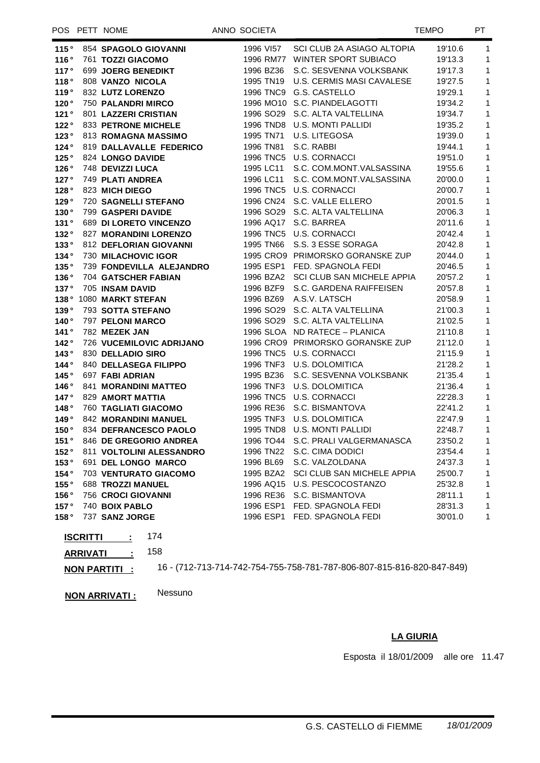| POS | PETT | NOME | ANNO | SOCIETA | | TEMPO | PT |
|---|---|---|---|---|---|---|---|
| 115° | 854 | **SPAGOLO GIOVANNI** | 1996 | VI57 | SCI CLUB 2A ASIAGO ALTOPIA | 19'10.6 | 1 |
| 116° | 761 | **TOZZI GIACOMO** | 1996 | RM77 | WINTER SPORT SUBIACO | 19'13.3 | 1 |
| 117° | 699 | **JOERG BENEDIKT** | 1996 | BZ36 | S.C. SESVENNA VOLKSBANK | 19'17.3 | 1 |
| 118° | 808 | **VANZO NICOLA** | 1995 | TN19 | U.S. CERMIS MASI CAVALESE | 19'27.5 | 1 |
| 119° | 832 | **LUTZ LORENZO** | 1996 | TNC9 | G.S. CASTELLO | 19'29.1 | 1 |
| 120° | 750 | **PALANDRI MIRCO** | 1996 | MO10 | S.C. PIANDELAGOTTI | 19'34.2 | 1 |
| 121° | 801 | **LAZZERI CRISTIAN** | 1996 | SO29 | S.C. ALTA VALTELLINA | 19'34.7 | 1 |
| 122° | 833 | **PETRONE MICHELE** | 1996 | TND8 | U.S. MONTI PALLIDI | 19'35.2 | 1 |
| 123° | 813 | **ROMAGNA MASSIMO** | 1995 | TN71 | U.S. LITEGOSA | 19'39.0 | 1 |
| 124° | 819 | **DALLAVALLE FEDERICO** | 1996 | TN81 | S.C. RABBI | 19'44.1 | 1 |
| 125° | 824 | **LONGO DAVIDE** | 1996 | TNC5 | U.S. CORNACCI | 19'51.0 | 1 |
| 126° | 748 | **DEVIZZI LUCA** | 1995 | LC11 | S.C. COM.MONT.VALSASSINA | 19'55.6 | 1 |
| 127° | 749 | **PLATI ANDREA** | 1996 | LC11 | S.C. COM.MONT.VALSASSINA | 20'00.0 | 1 |
| 128° | 823 | **MICH DIEGO** | 1996 | TNC5 | U.S. CORNACCI | 20'00.7 | 1 |
| 129° | 720 | **SAGNELLI STEFANO** | 1996 | CN24 | S.C. VALLE ELLERO | 20'01.5 | 1 |
| 130° | 799 | **GASPERI DAVIDE** | 1996 | SO29 | S.C. ALTA VALTELLINA | 20'06.3 | 1 |
| 131° | 689 | **DI LORETO VINCENZO** | 1996 | AQ17 | S.C. BARREA | 20'11.6 | 1 |
| 132° | 827 | **MORANDINI LORENZO** | 1996 | TNC5 | U.S. CORNACCI | 20'42.4 | 1 |
| 133° | 812 | **DEFLORIAN GIOVANNI** | 1995 | TN66 | S.S. 3 ESSE SORAGA | 20'42.8 | 1 |
| 134° | 730 | **MILACHOVIC IGOR** | 1995 | CRO9 | PRIMORSKO GORANSKE ZUP | 20'44.0 | 1 |
| 135° | 739 | **FONDEVILLA ALEJANDRO** | 1995 | ESP1 | FED. SPAGNOLA FEDI | 20'46.5 | 1 |
| 136° | 704 | **GATSCHER FABIAN** | 1996 | BZA2 | SCI CLUB SAN MICHELE APPIA | 20'57.2 | 1 |
| 137° | 705 | **INSAM DAVID** | 1996 | BZF9 | S.C. GARDENA RAIFFEISEN | 20'57.8 | 1 |
| 138° | 1080 | **MARKT STEFAN** | 1996 | BZ69 | A.S.V. LATSCH | 20'58.9 | 1 |
| 139° | 793 | **SOTTA STEFANO** | 1996 | SO29 | S.C. ALTA VALTELLINA | 21'00.3 | 1 |
| 140° | 797 | **PELONI MARCO** | 1996 | SO29 | S.C. ALTA VALTELLINA | 21'02.5 | 1 |
| 141° | 782 | **MEZEK JAN** | 1996 | SLOA | ND RATECE – PLANICA | 21'10.8 | 1 |
| 142° | 726 | **VUCEMILOVIC ADRIJANO** | 1996 | CRO9 | PRIMORSKO GORANSKE ZUP | 21'12.0 | 1 |
| 143° | 830 | **DELLADIO SIRO** | 1996 | TNC5 | U.S. CORNACCI | 21'15.9 | 1 |
| 144° | 840 | **DELLASEGA FILIPPO** | 1996 | TNF3 | U.S. DOLOMITICA | 21'28.2 | 1 |
| 145° | 697 | **FABI ADRIAN** | 1995 | BZ36 | S.C. SESVENNA VOLKSBANK | 21'35.4 | 1 |
| 146° | 841 | **MORANDINI MATTEO** | 1996 | TNF3 | U.S. DOLOMITICA | 21'36.4 | 1 |
| 147° | 829 | **AMORT MATTIA** | 1996 | TNC5 | U.S. CORNACCI | 22'28.3 | 1 |
| 148° | 760 | **TAGLIATI GIACOMO** | 1996 | RE36 | S.C. BISMANTOVA | 22'41.2 | 1 |
| 149° | 842 | **MORANDINI MANUEL** | 1995 | TNF3 | U.S. DOLOMITICA | 22'47.9 | 1 |
| 150° | 834 | **DEFRANCESCO PAOLO** | 1995 | TND8 | U.S. MONTI PALLIDI | 22'48.7 | 1 |
| 151° | 846 | **DE GREGORIO ANDREA** | 1996 | TO44 | S.C. PRALI VALGERMANASCA | 23'50.2 | 1 |
| 152° | 811 | **VOLTOLINI ALESSANDRO** | 1996 | TN22 | S.C. CIMA DODICI | 23'54.4 | 1 |
| 153° | 691 | **DEL LONGO MARCO** | 1996 | BL69 | S.C. VALZOLDANA | 24'37.3 | 1 |
| 154° | 703 | **VENTURATO GIACOMO** | 1995 | BZA2 | SCI CLUB SAN MICHELE APPIA | 25'00.7 | 1 |
| 155° | 688 | **TROZZI MANUEL** | 1996 | AQ15 | U.S. PESCOCOSTANZO | 25'32.8 | 1 |
| 156° | 756 | **CROCI GIOVANNI** | 1996 | RE36 | S.C. BISMANTOVA | 28'11.1 | 1 |
| 157° | 740 | **BOIX PABLO** | 1996 | ESP1 | FED. SPAGNOLA FEDI | 28'31.3 | 1 |
| 158° | 737 | **SANZ JORGE** | 1996 | ESP1 | FED. SPAGNOLA FEDI | 30'01.0 | 1 |

**ISCRITTI :** 174

**ARRIVATI :** 158

**NON PARTITI :** 16 - (712-713-714-742-754-755-758-781-787-806-807-815-816-820-847-849)

**NON ARRIVATI :** Nessuno

**LA GIURIA**

Esposta il 18/01/2009 alle ore 11.47

G.S. CASTELLO di FIEMME *18/01/2009*